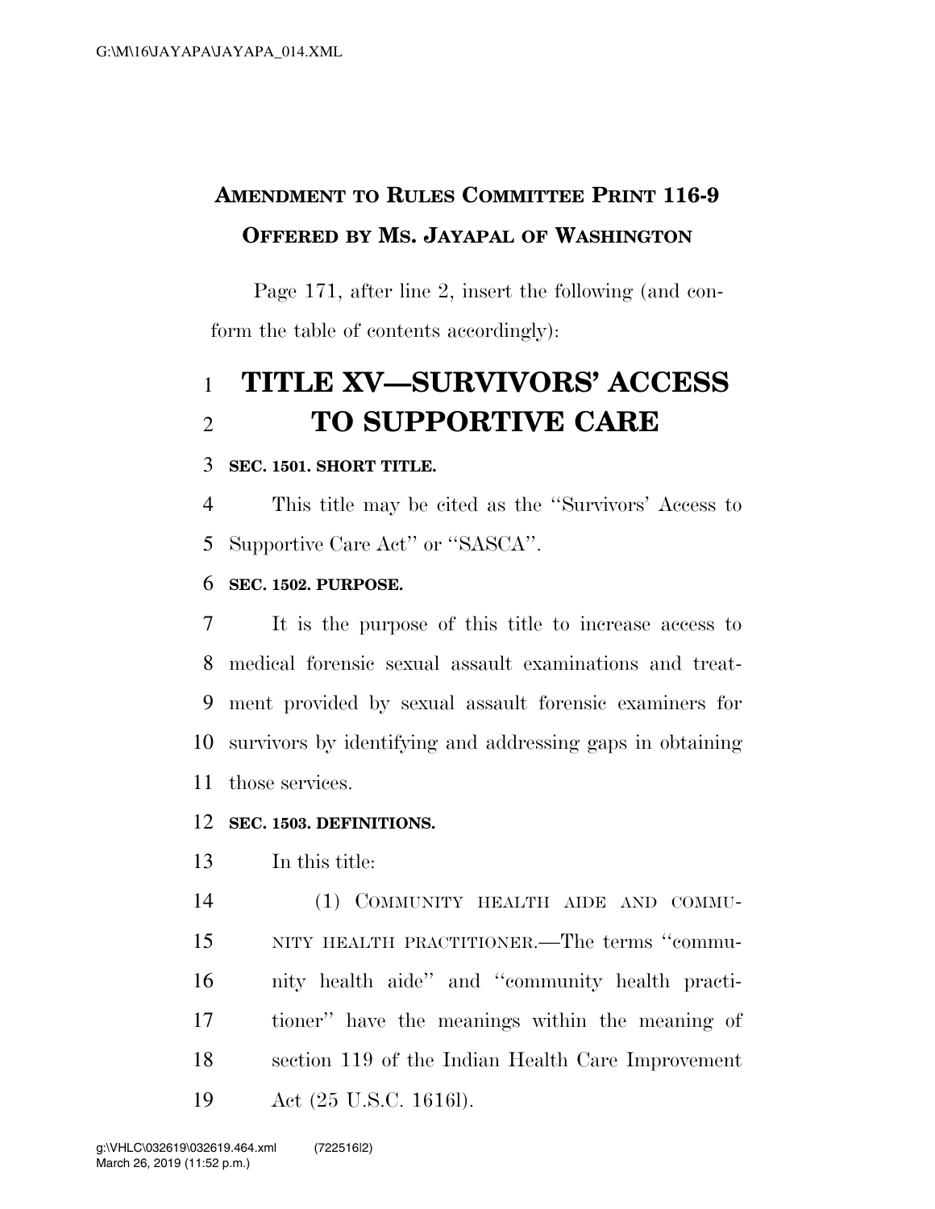**AMENDMENT TO RULES COMMITTEE PRINT 116-9**
**OFFERED BY MS. JAYAPAL OF WASHINGTON**

Page 171, after line 2, insert the following (and conform the table of contents accordingly):

# TITLE XV—SURVIVORS' ACCESS TO SUPPORTIVE CARE

**SEC. 1501. SHORT TITLE.**

This title may be cited as the ''Survivors' Access to Supportive Care Act'' or ''SASCA''.

**SEC. 1502. PURPOSE.**

It is the purpose of this title to increase access to medical forensic sexual assault examinations and treatment provided by sexual assault forensic examiners for survivors by identifying and addressing gaps in obtaining those services.

**SEC. 1503. DEFINITIONS.**

In this title:

(1) COMMUNITY HEALTH AIDE AND COMMUNITY HEALTH PRACTITIONER.—The terms ''community health aide'' and ''community health practitioner'' have the meanings within the meaning of section 119 of the Indian Health Care Improvement Act (25 U.S.C. 1616l).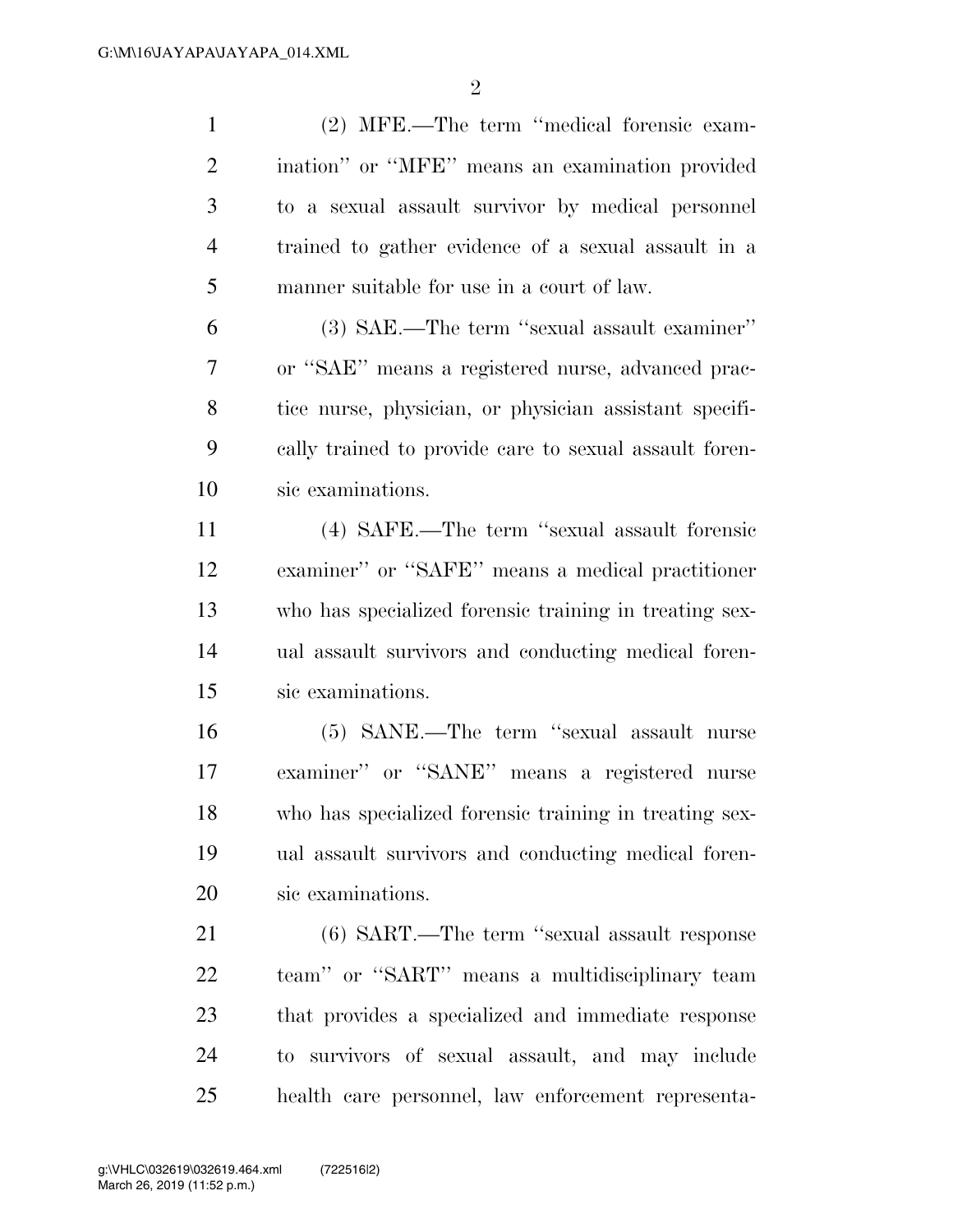(2) MFE.—The term ''medical forensic examination'' or ''MFE'' means an examination provided to a sexual assault survivor by medical personnel trained to gather evidence of a sexual assault in a manner suitable for use in a court of law.

(3) SAE.—The term ''sexual assault examiner'' or ''SAE'' means a registered nurse, advanced practice nurse, physician, or physician assistant specifically trained to provide care to sexual assault forensic examinations.

(4) SAFE.—The term ''sexual assault forensic examiner'' or ''SAFE'' means a medical practitioner who has specialized forensic training in treating sexual assault survivors and conducting medical forensic examinations.

(5) SANE.—The term ''sexual assault nurse examiner'' or ''SANE'' means a registered nurse who has specialized forensic training in treating sexual assault survivors and conducting medical forensic examinations.

(6) SART.—The term ''sexual assault response team'' or ''SART'' means a multidisciplinary team that provides a specialized and immediate response to survivors of sexual assault, and may include health care personnel, law enforcement representa-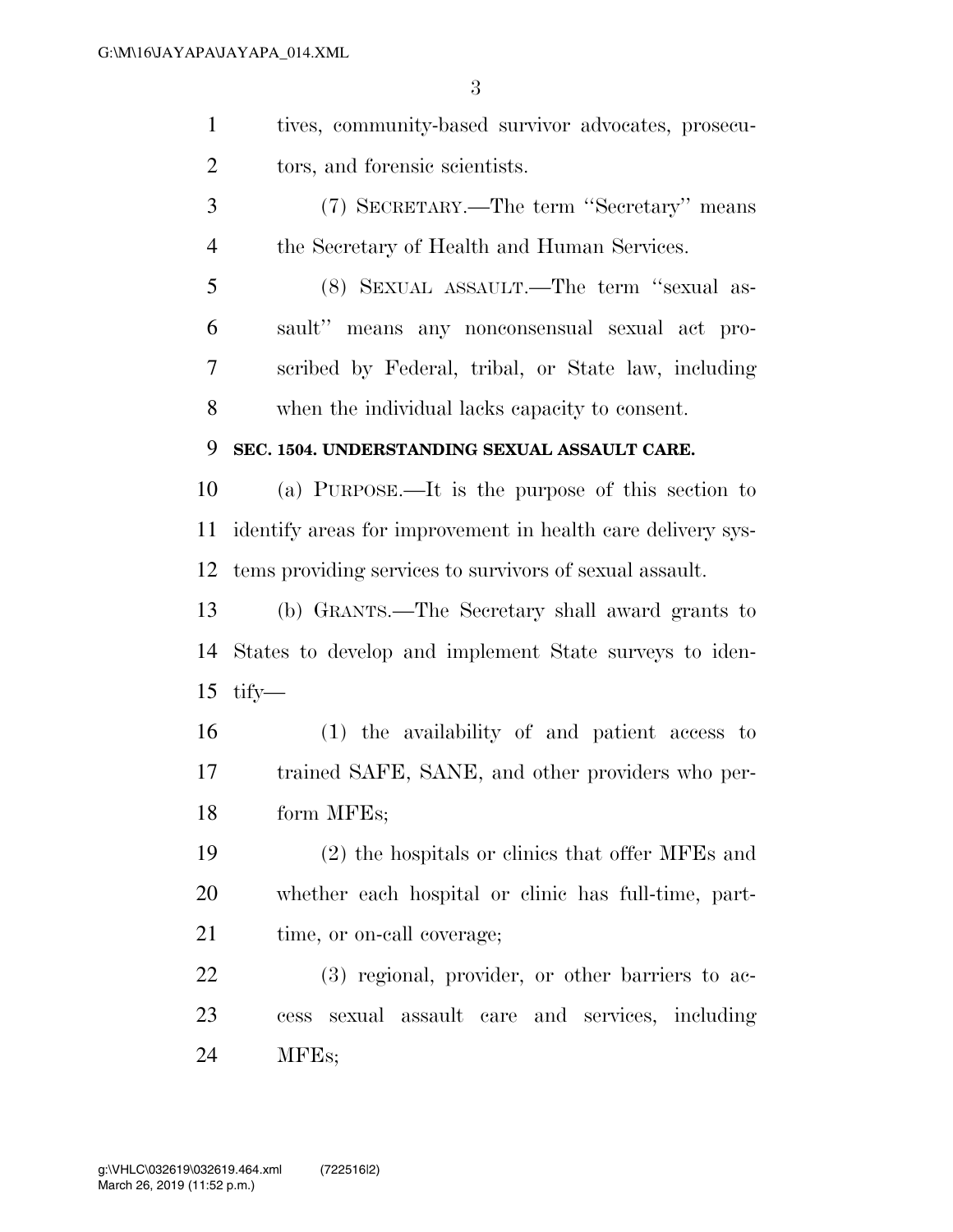tives, community-based survivor advocates, prosecutors, and forensic scientists.

(7) SECRETARY.—The term ''Secretary'' means the Secretary of Health and Human Services.

(8) SEXUAL ASSAULT.—The term ''sexual assault'' means any nonconsensual sexual act proscribed by Federal, tribal, or State law, including when the individual lacks capacity to consent.

**SEC. 1504. UNDERSTANDING SEXUAL ASSAULT CARE.**

(a) PURPOSE.—It is the purpose of this section to identify areas for improvement in health care delivery systems providing services to survivors of sexual assault.

(b) GRANTS.—The Secretary shall award grants to States to develop and implement State surveys to identify—

(1) the availability of and patient access to trained SAFE, SANE, and other providers who perform MFEs;

(2) the hospitals or clinics that offer MFEs and whether each hospital or clinic has full-time, part-time, or on-call coverage;

(3) regional, provider, or other barriers to access sexual assault care and services, including MFEs;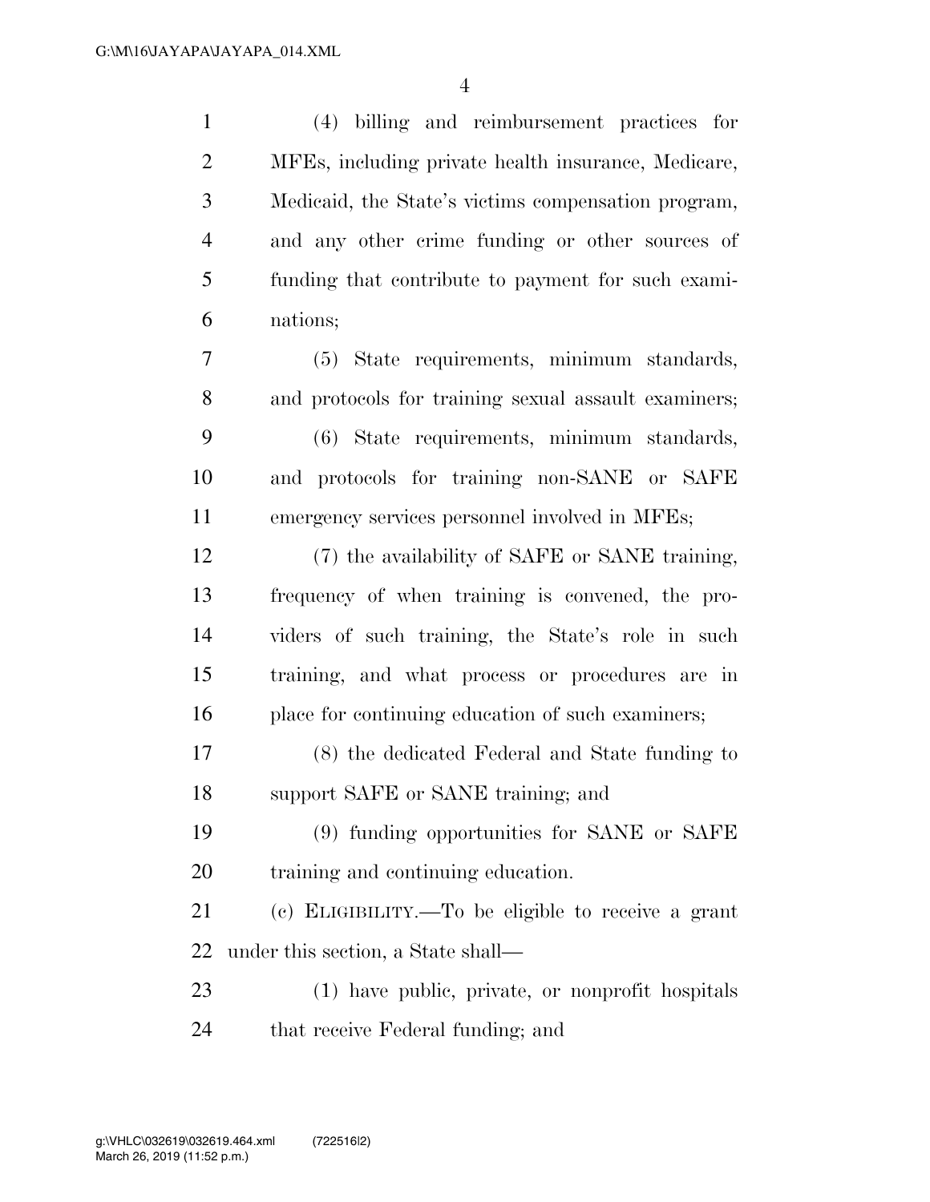(4) billing and reimbursement practices for MFEs, including private health insurance, Medicare, Medicaid, the State's victims compensation program, and any other crime funding or other sources of funding that contribute to payment for such examinations;

(5) State requirements, minimum standards, and protocols for training sexual assault examiners;

(6) State requirements, minimum standards, and protocols for training non-SANE or SAFE emergency services personnel involved in MFEs;

(7) the availability of SAFE or SANE training, frequency of when training is convened, the providers of such training, the State's role in such training, and what process or procedures are in place for continuing education of such examiners;

(8) the dedicated Federal and State funding to support SAFE or SANE training; and

(9) funding opportunities for SANE or SAFE training and continuing education.

(c) ELIGIBILITY.—To be eligible to receive a grant under this section, a State shall—

(1) have public, private, or nonprofit hospitals that receive Federal funding; and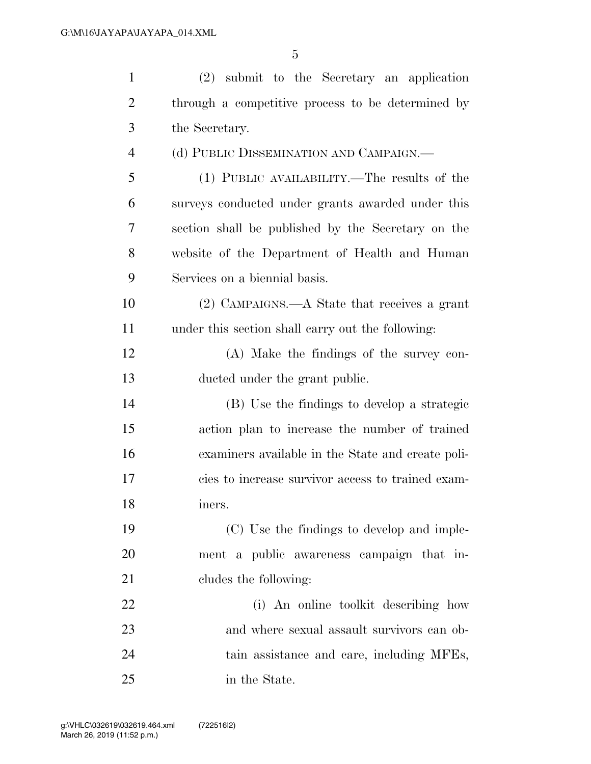(2) submit to the Secretary an application through a competitive process to be determined by the Secretary.

(d) PUBLIC DISSEMINATION AND CAMPAIGN.—

(1) PUBLIC AVAILABILITY.—The results of the surveys conducted under grants awarded under this section shall be published by the Secretary on the website of the Department of Health and Human Services on a biennial basis.

(2) CAMPAIGNS.—A State that receives a grant under this section shall carry out the following:

(A) Make the findings of the survey conducted under the grant public.

(B) Use the findings to develop a strategic action plan to increase the number of trained examiners available in the State and create policies to increase survivor access to trained examiners.

(C) Use the findings to develop and implement a public awareness campaign that includes the following:

(i) An online toolkit describing how and where sexual assault survivors can obtain assistance and care, including MFEs, in the State.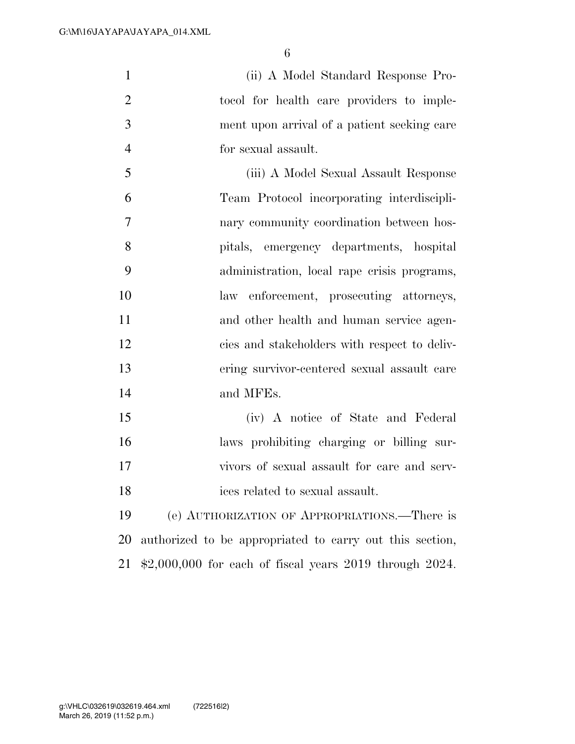(ii) A Model Standard Response Protocol for health care providers to implement upon arrival of a patient seeking care for sexual assault.

(iii) A Model Sexual Assault Response Team Protocol incorporating interdisciplinary community coordination between hospitals, emergency departments, hospital administration, local rape crisis programs, law enforcement, prosecuting attorneys, and other health and human service agencies and stakeholders with respect to delivering survivor-centered sexual assault care and MFEs.

(iv) A notice of State and Federal laws prohibiting charging or billing survivors of sexual assault for care and services related to sexual assault.

(e) AUTHORIZATION OF APPROPRIATIONS.—There is authorized to be appropriated to carry out this section, $2,000,000 for each of fiscal years 2019 through 2024.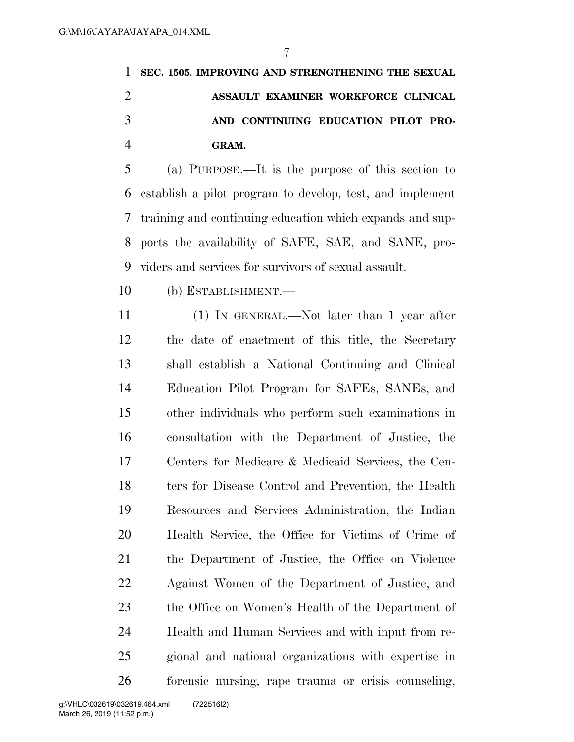**SEC. 1505. IMPROVING AND STRENGTHENING THE SEXUAL ASSAULT EXAMINER WORKFORCE CLINICAL AND CONTINUING EDUCATION PILOT PROGRAM.**

(a) PURPOSE.—It is the purpose of this section to establish a pilot program to develop, test, and implement training and continuing education which expands and supports the availability of SAFE, SAE, and SANE, providers and services for survivors of sexual assault.

(b) ESTABLISHMENT.—

(1) IN GENERAL.—Not later than 1 year after the date of enactment of this title, the Secretary shall establish a National Continuing and Clinical Education Pilot Program for SAFEs, SANEs, and other individuals who perform such examinations in consultation with the Department of Justice, the Centers for Medicare & Medicaid Services, the Centers for Disease Control and Prevention, the Health Resources and Services Administration, the Indian Health Service, the Office for Victims of Crime of the Department of Justice, the Office on Violence Against Women of the Department of Justice, and the Office on Women's Health of the Department of Health and Human Services and with input from regional and national organizations with expertise in forensic nursing, rape trauma or crisis counseling,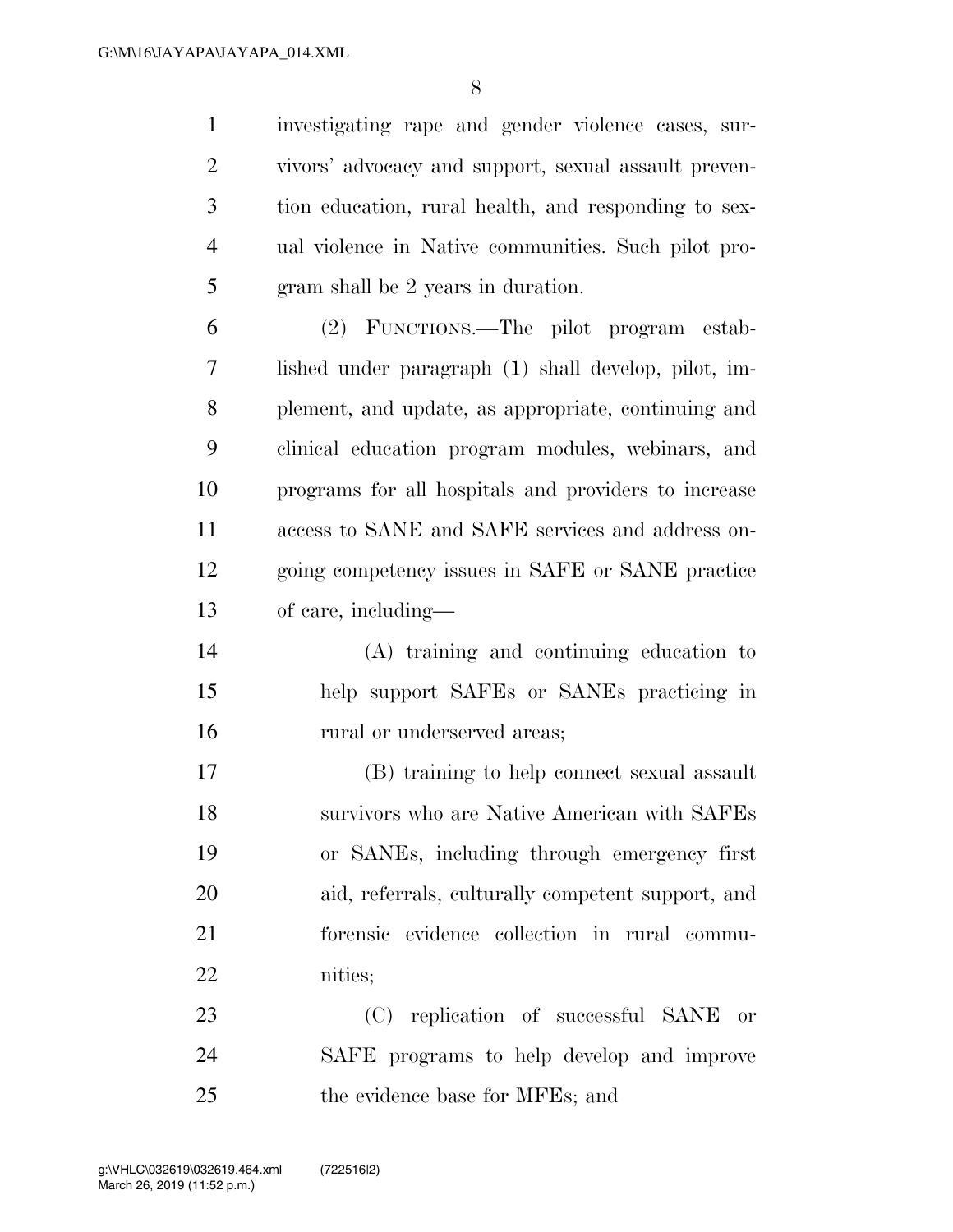investigating rape and gender violence cases, survivors' advocacy and support, sexual assault prevention education, rural health, and responding to sexual violence in Native communities. Such pilot program shall be 2 years in duration.

(2) FUNCTIONS.—The pilot program established under paragraph (1) shall develop, pilot, implement, and update, as appropriate, continuing and clinical education program modules, webinars, and programs for all hospitals and providers to increase access to SANE and SAFE services and address ongoing competency issues in SAFE or SANE practice of care, including—

(A) training and continuing education to help support SAFEs or SANEs practicing in rural or underserved areas;

(B) training to help connect sexual assault survivors who are Native American with SAFEs or SANEs, including through emergency first aid, referrals, culturally competent support, and forensic evidence collection in rural communities;

(C) replication of successful SANE or SAFE programs to help develop and improve the evidence base for MFEs; and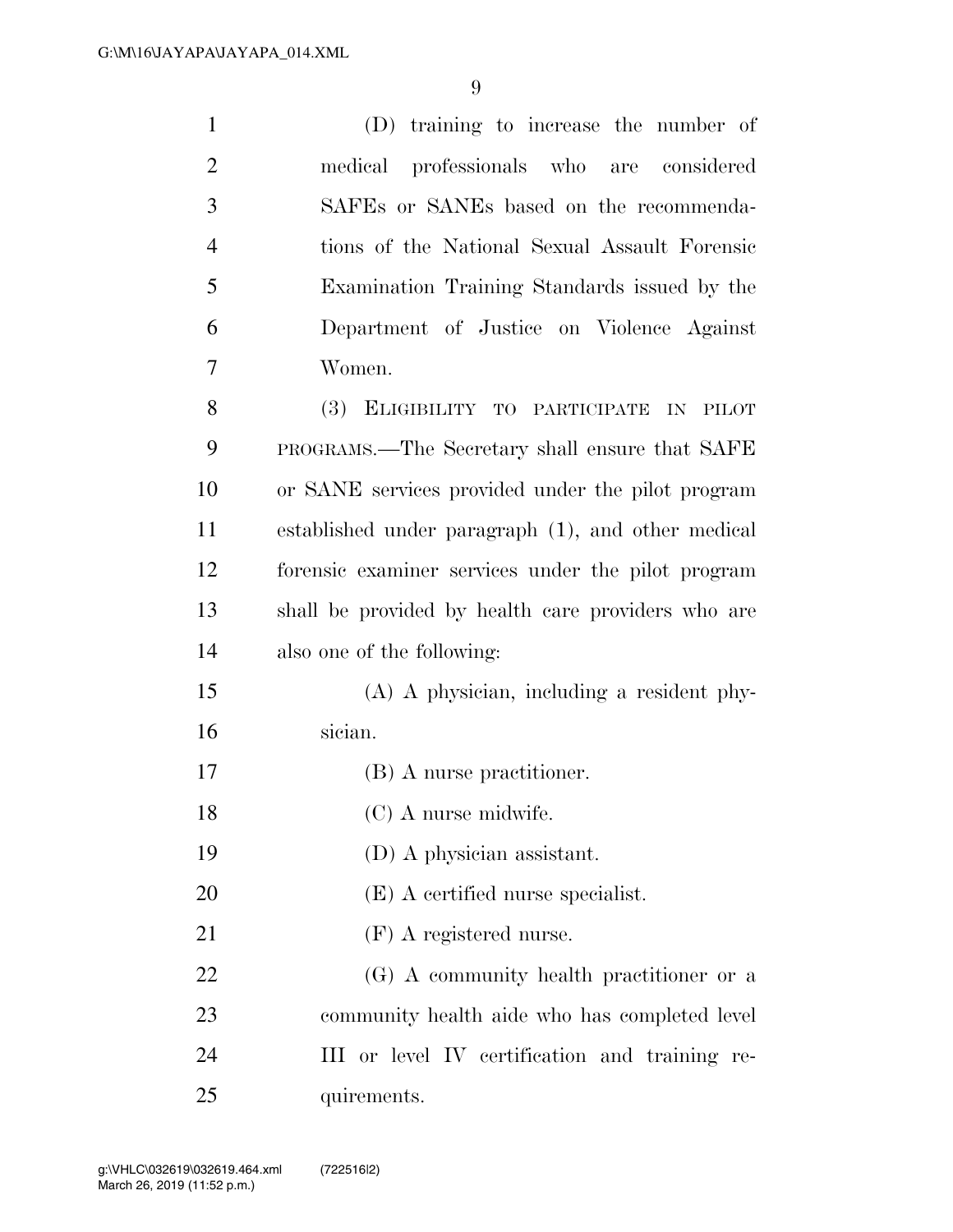(D) training to increase the number of medical professionals who are considered SAFEs or SANEs based on the recommendations of the National Sexual Assault Forensic Examination Training Standards issued by the Department of Justice on Violence Against Women.

(3) ELIGIBILITY TO PARTICIPATE IN PILOT PROGRAMS.—The Secretary shall ensure that SAFE or SANE services provided under the pilot program established under paragraph (1), and other medical forensic examiner services under the pilot program shall be provided by health care providers who are also one of the following:

(A) A physician, including a resident physician.

(B) A nurse practitioner.

(C) A nurse midwife.

(D) A physician assistant.

(E) A certified nurse specialist.

(F) A registered nurse.

(G) A community health practitioner or a community health aide who has completed level III or level IV certification and training requirements.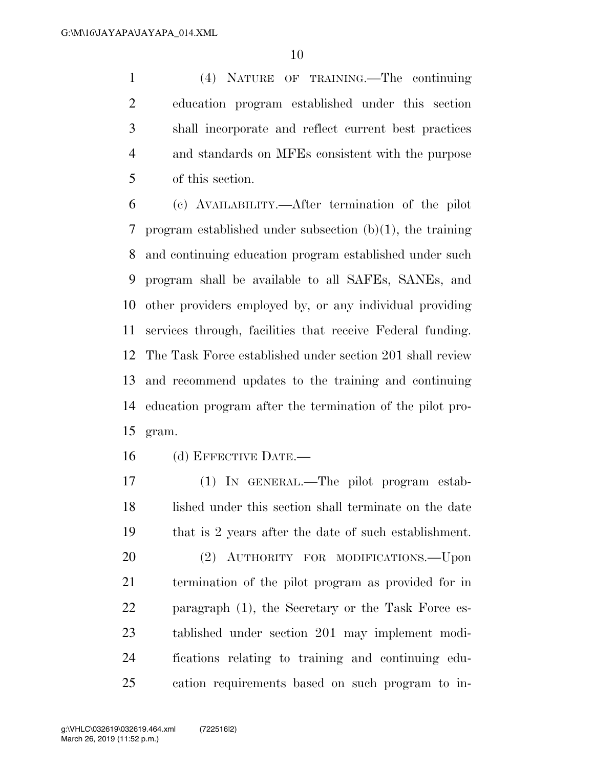(4) NATURE OF TRAINING.—The continuing education program established under this section shall incorporate and reflect current best practices and standards on MFEs consistent with the purpose of this section.

(c) AVAILABILITY.—After termination of the pilot program established under subsection (b)(1), the training and continuing education program established under such program shall be available to all SAFEs, SANEs, and other providers employed by, or any individual providing services through, facilities that receive Federal funding. The Task Force established under section 201 shall review and recommend updates to the training and continuing education program after the termination of the pilot program.

(d) EFFECTIVE DATE.—

(1) IN GENERAL.—The pilot program established under this section shall terminate on the date that is 2 years after the date of such establishment.

(2) AUTHORITY FOR MODIFICATIONS.—Upon termination of the pilot program as provided for in paragraph (1), the Secretary or the Task Force established under section 201 may implement modifications relating to training and continuing education requirements based on such program to in-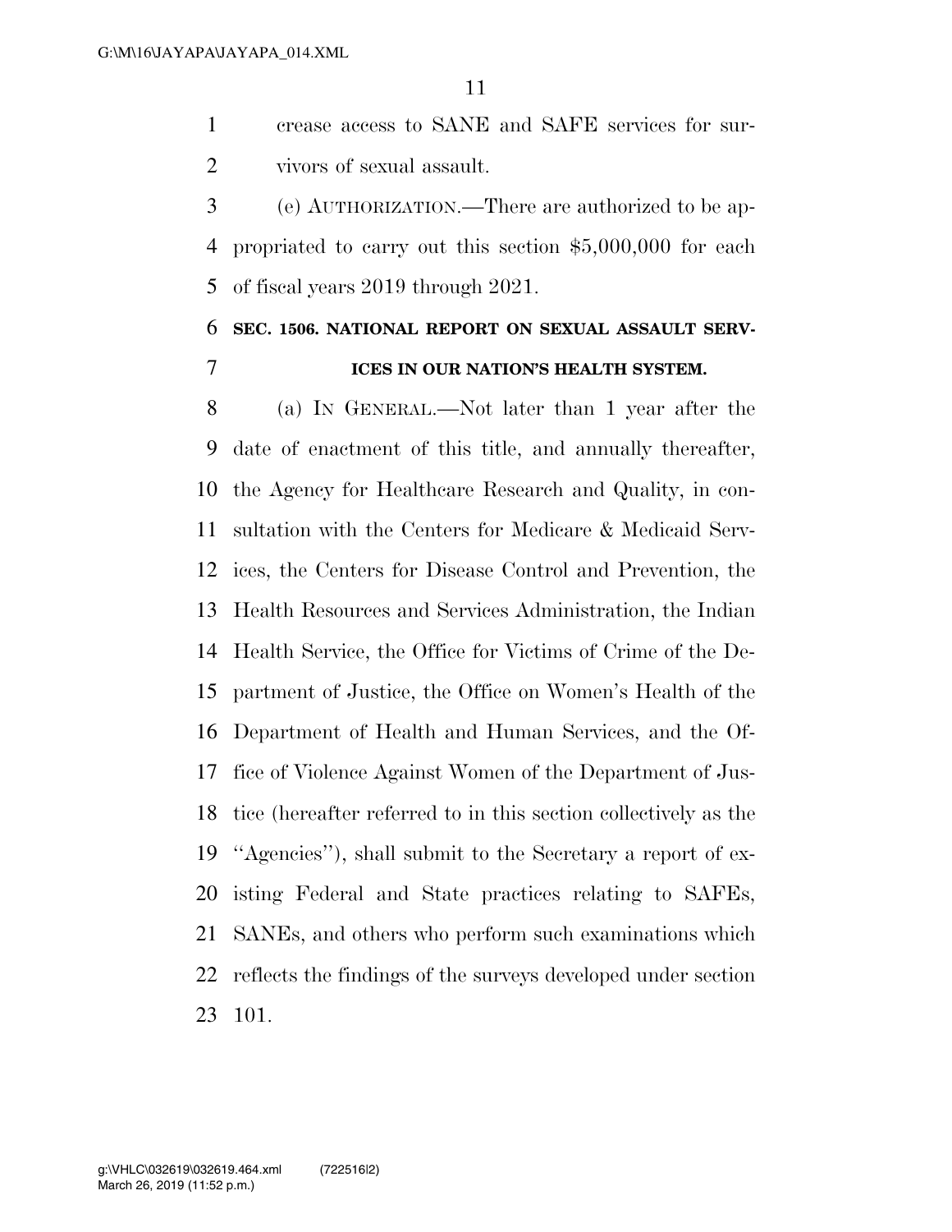crease access to SANE and SAFE services for survivors of sexual assault.

(e) AUTHORIZATION.—There are authorized to be appropriated to carry out this section $5,000,000 for each of fiscal years 2019 through 2021.

**SEC. 1506. NATIONAL REPORT ON SEXUAL ASSAULT SERVICES IN OUR NATION'S HEALTH SYSTEM.**

(a) IN GENERAL.—Not later than 1 year after the date of enactment of this title, and annually thereafter, the Agency for Healthcare Research and Quality, in consultation with the Centers for Medicare & Medicaid Services, the Centers for Disease Control and Prevention, the Health Resources and Services Administration, the Indian Health Service, the Office for Victims of Crime of the Department of Justice, the Office on Women's Health of the Department of Health and Human Services, and the Office of Violence Against Women of the Department of Justice (hereafter referred to in this section collectively as the "Agencies"), shall submit to the Secretary a report of existing Federal and State practices relating to SAFEs, SANEs, and others who perform such examinations which reflects the findings of the surveys developed under section 101.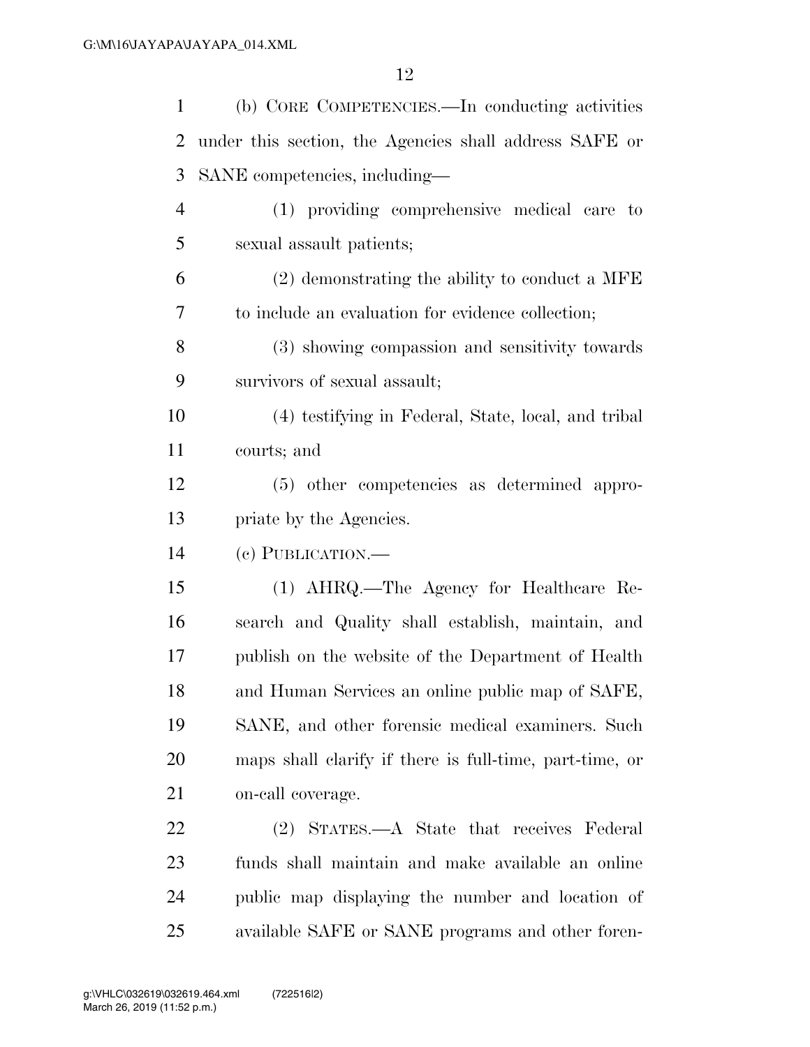(b) CORE COMPETENCIES.—In conducting activities under this section, the Agencies shall address SAFE or SANE competencies, including—

(1) providing comprehensive medical care to sexual assault patients;

(2) demonstrating the ability to conduct a MFE to include an evaluation for evidence collection;

(3) showing compassion and sensitivity towards survivors of sexual assault;

(4) testifying in Federal, State, local, and tribal courts; and

(5) other competencies as determined appropriate by the Agencies.

(c) PUBLICATION.—

(1) AHRQ.—The Agency for Healthcare Research and Quality shall establish, maintain, and publish on the website of the Department of Health and Human Services an online public map of SAFE, SANE, and other forensic medical examiners. Such maps shall clarify if there is full-time, part-time, or on-call coverage.

(2) STATES.—A State that receives Federal funds shall maintain and make available an online public map displaying the number and location of available SAFE or SANE programs and other foren-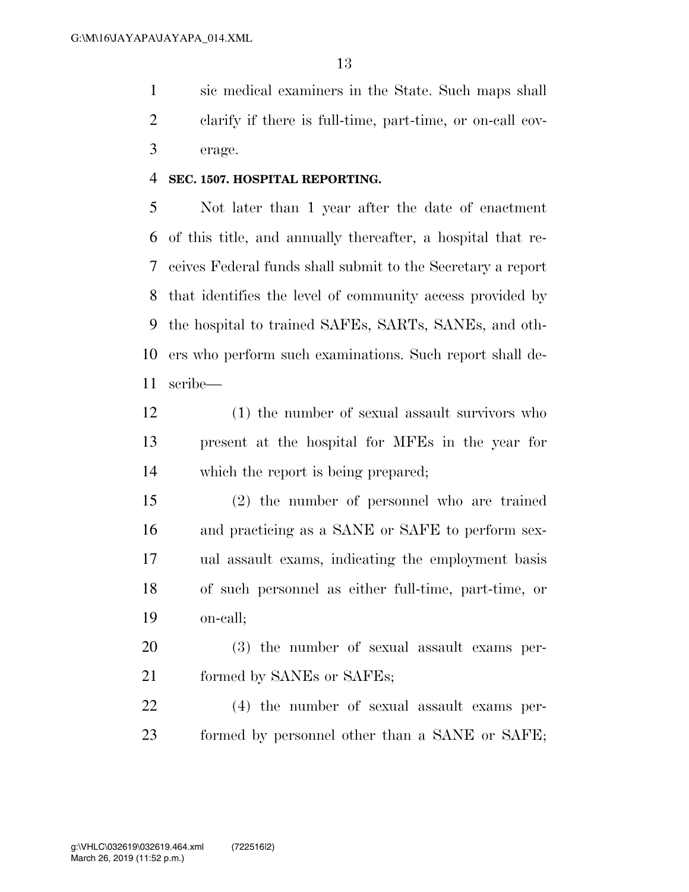sic medical examiners in the State. Such maps shall clarify if there is full-time, part-time, or on-call coverage.

**SEC. 1507. HOSPITAL REPORTING.**

Not later than 1 year after the date of enactment of this title, and annually thereafter, a hospital that receives Federal funds shall submit to the Secretary a report that identifies the level of community access provided by the hospital to trained SAFEs, SARTs, SANEs, and others who perform such examinations. Such report shall describe—

(1) the number of sexual assault survivors who present at the hospital for MFEs in the year for which the report is being prepared;

(2) the number of personnel who are trained and practicing as a SANE or SAFE to perform sexual assault exams, indicating the employment basis of such personnel as either full-time, part-time, or on-call;

(3) the number of sexual assault exams performed by SANEs or SAFEs;

(4) the number of sexual assault exams performed by personnel other than a SANE or SAFE;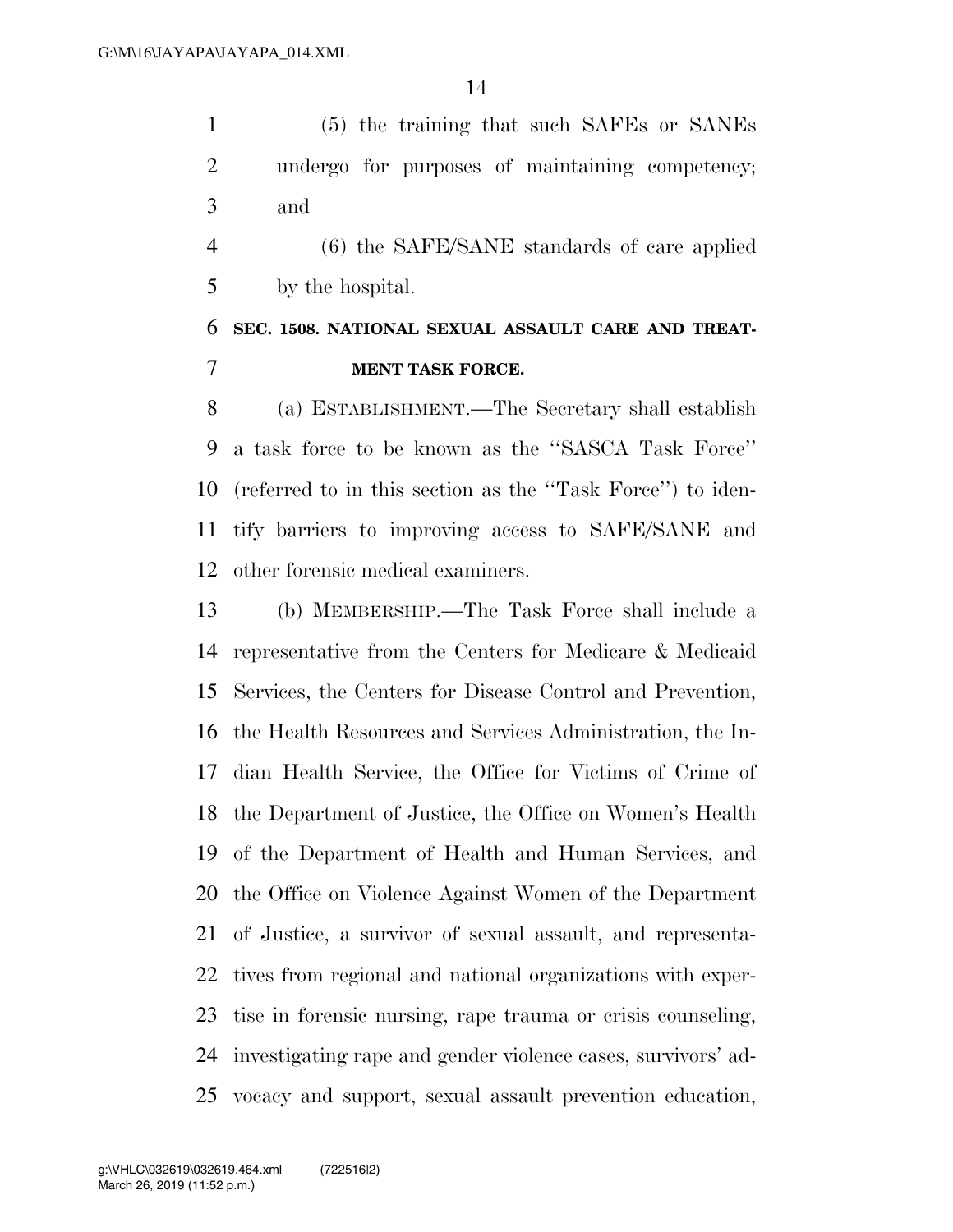(5) the training that such SAFEs or SANEs undergo for purposes of maintaining competency; and

(6) the SAFE/SANE standards of care applied by the hospital.

## SEC. 1508. NATIONAL SEXUAL ASSAULT CARE AND TREATMENT TASK FORCE.

(a) ESTABLISHMENT.—The Secretary shall establish a task force to be known as the ''SASCA Task Force'' (referred to in this section as the ''Task Force'') to identify barriers to improving access to SAFE/SANE and other forensic medical examiners.

(b) MEMBERSHIP.—The Task Force shall include a representative from the Centers for Medicare & Medicaid Services, the Centers for Disease Control and Prevention, the Health Resources and Services Administration, the Indian Health Service, the Office for Victims of Crime of the Department of Justice, the Office on Women's Health of the Department of Health and Human Services, and the Office on Violence Against Women of the Department of Justice, a survivor of sexual assault, and representatives from regional and national organizations with expertise in forensic nursing, rape trauma or crisis counseling, investigating rape and gender violence cases, survivors' advocacy and support, sexual assault prevention education,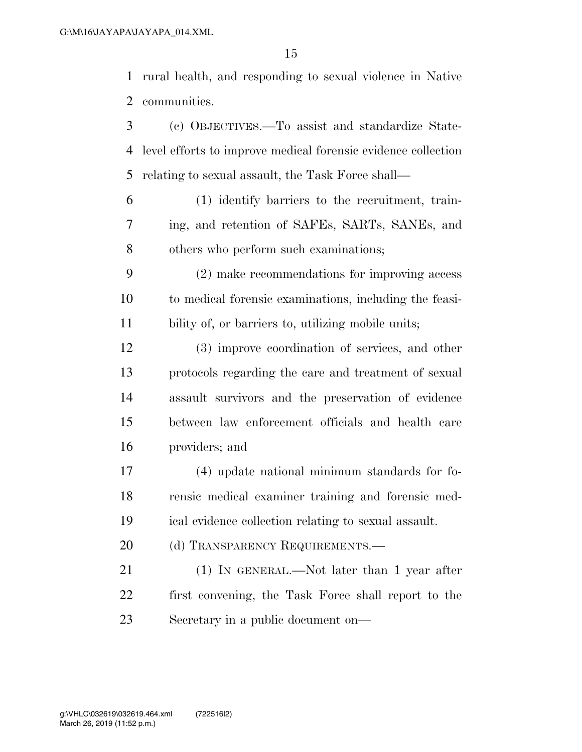rural health, and responding to sexual violence in Native communities.

(c) OBJECTIVES.—To assist and standardize State-level efforts to improve medical forensic evidence collection relating to sexual assault, the Task Force shall—

(1) identify barriers to the recruitment, training, and retention of SAFEs, SARTs, SANEs, and others who perform such examinations;

(2) make recommendations for improving access to medical forensic examinations, including the feasibility of, or barriers to, utilizing mobile units;

(3) improve coordination of services, and other protocols regarding the care and treatment of sexual assault survivors and the preservation of evidence between law enforcement officials and health care providers; and

(4) update national minimum standards for forensic medical examiner training and forensic medical evidence collection relating to sexual assault.

(d) TRANSPARENCY REQUIREMENTS.—

(1) IN GENERAL.—Not later than 1 year after first convening, the Task Force shall report to the Secretary in a public document on—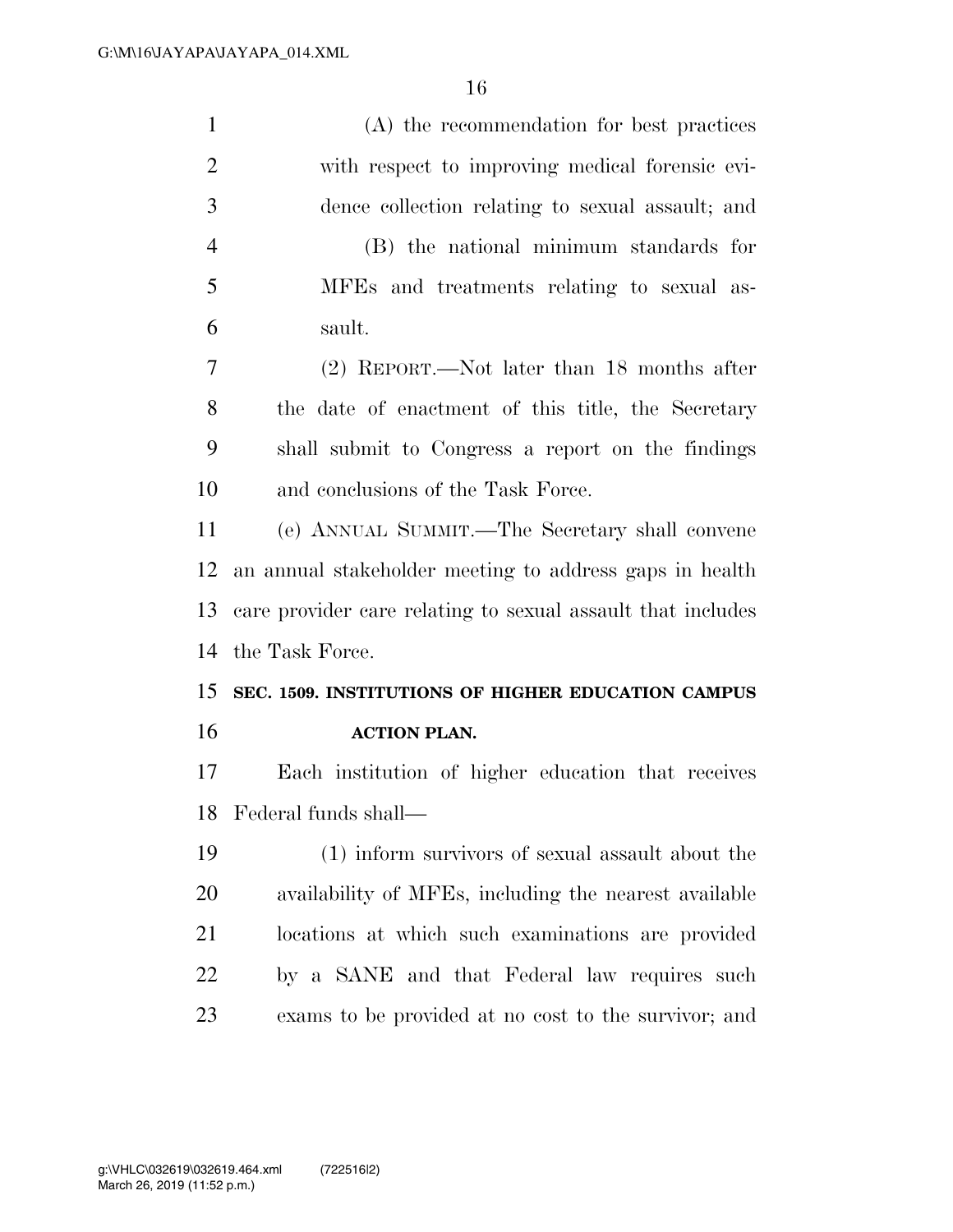(A) the recommendation for best practices with respect to improving medical forensic evidence collection relating to sexual assault; and

(B) the national minimum standards for MFEs and treatments relating to sexual assault.

(2) REPORT.—Not later than 18 months after the date of enactment of this title, the Secretary shall submit to Congress a report on the findings and conclusions of the Task Force.

(e) ANNUAL SUMMIT.—The Secretary shall convene an annual stakeholder meeting to address gaps in health care provider care relating to sexual assault that includes the Task Force.

**SEC. 1509. INSTITUTIONS OF HIGHER EDUCATION CAMPUS ACTION PLAN.**

Each institution of higher education that receives Federal funds shall—

(1) inform survivors of sexual assault about the availability of MFEs, including the nearest available locations at which such examinations are provided by a SANE and that Federal law requires such exams to be provided at no cost to the survivor; and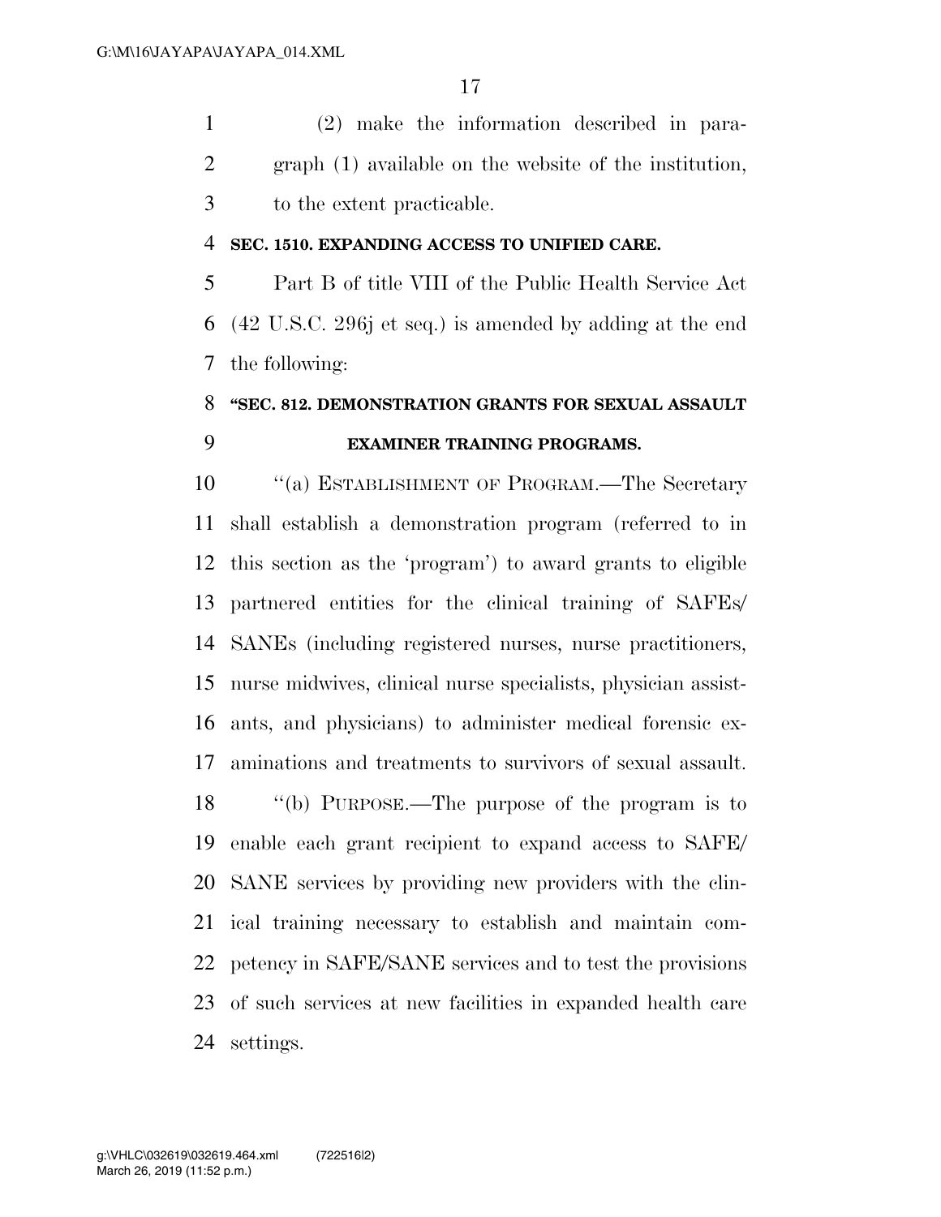(2) make the information described in paragraph (1) available on the website of the institution, to the extent practicable.

**SEC. 1510. EXPANDING ACCESS TO UNIFIED CARE.**

Part B of title VIII of the Public Health Service Act (42 U.S.C. 296j et seq.) is amended by adding at the end the following:

**"SEC. 812. DEMONSTRATION GRANTS FOR SEXUAL ASSAULT EXAMINER TRAINING PROGRAMS.**

"(a) ESTABLISHMENT OF PROGRAM.—The Secretary shall establish a demonstration program (referred to in this section as the 'program') to award grants to eligible partnered entities for the clinical training of SAFEs/SANEs (including registered nurses, nurse practitioners, nurse midwives, clinical nurse specialists, physician assistants, and physicians) to administer medical forensic examinations and treatments to survivors of sexual assault.

"(b) PURPOSE.—The purpose of the program is to enable each grant recipient to expand access to SAFE/SANE services by providing new providers with the clinical training necessary to establish and maintain competency in SAFE/SANE services and to test the provisions of such services at new facilities in expanded health care settings.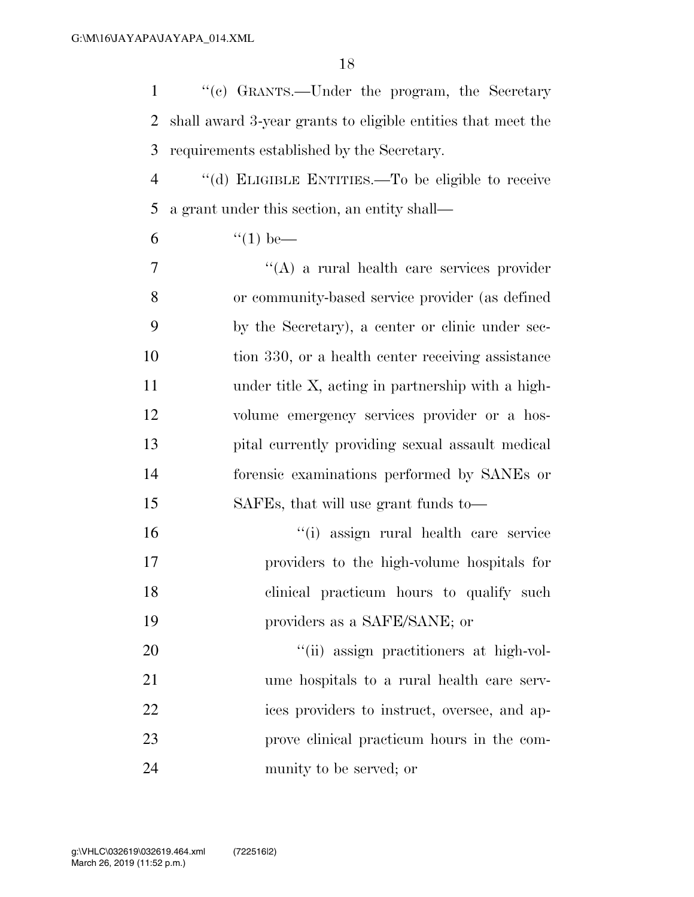"(c) GRANTS.—Under the program, the Secretary shall award 3-year grants to eligible entities that meet the requirements established by the Secretary.

"(d) ELIGIBLE ENTITIES.—To be eligible to receive a grant under this section, an entity shall—

"(1) be—

"(A) a rural health care services provider or community-based service provider (as defined by the Secretary), a center or clinic under section 330, or a health center receiving assistance under title X, acting in partnership with a high-volume emergency services provider or a hospital currently providing sexual assault medical forensic examinations performed by SANEs or SAFEs, that will use grant funds to—

"(i) assign rural health care service providers to the high-volume hospitals for clinical practicum hours to qualify such providers as a SAFE/SANE; or

"(ii) assign practitioners at high-volume hospitals to a rural health care services providers to instruct, oversee, and approve clinical practicum hours in the community to be served; or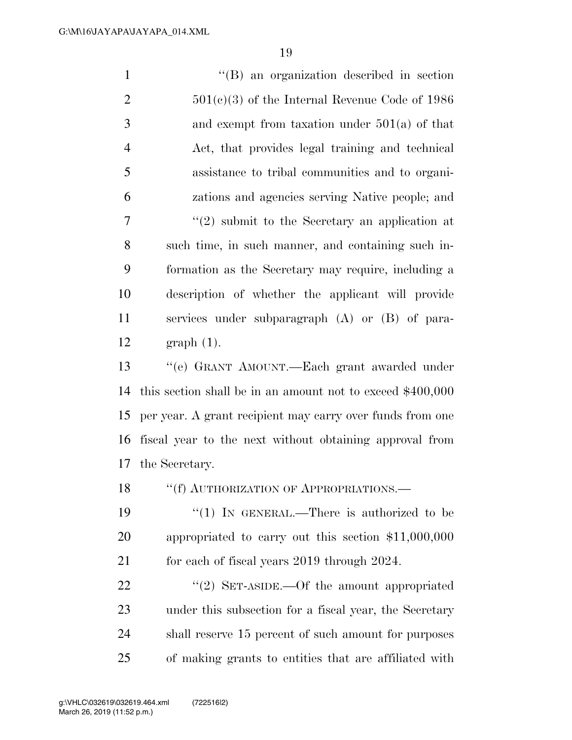"(B) an organization described in section 501(c)(3) of the Internal Revenue Code of 1986 and exempt from taxation under 501(a) of that Act, that provides legal training and technical assistance to tribal communities and to organizations and agencies serving Native people; and

"(2) submit to the Secretary an application at such time, in such manner, and containing such information as the Secretary may require, including a description of whether the applicant will provide services under subparagraph (A) or (B) of paragraph (1).

"(e) GRANT AMOUNT.—Each grant awarded under this section shall be in an amount not to exceed $400,000 per year. A grant recipient may carry over funds from one fiscal year to the next without obtaining approval from the Secretary.

"(f) AUTHORIZATION OF APPROPRIATIONS.—

"(1) IN GENERAL.—There is authorized to be appropriated to carry out this section $11,000,000 for each of fiscal years 2019 through 2024.

"(2) SET-ASIDE.—Of the amount appropriated under this subsection for a fiscal year, the Secretary shall reserve 15 percent of such amount for purposes of making grants to entities that are affiliated with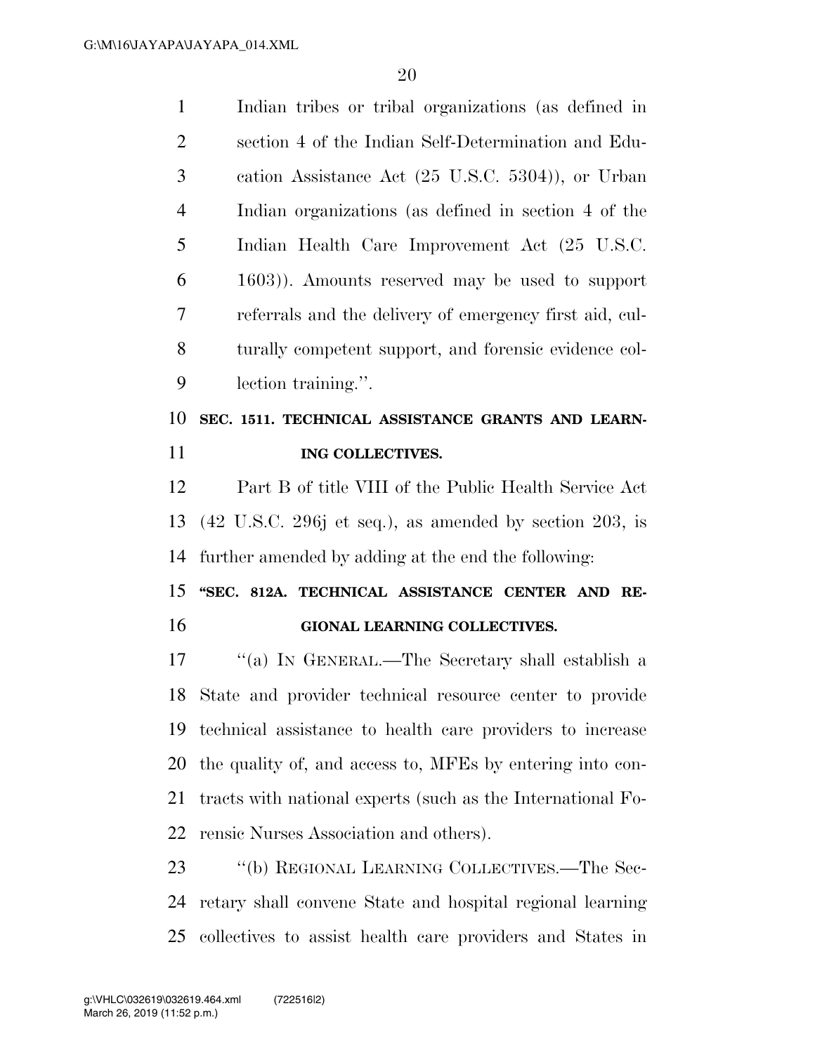Indian tribes or tribal organizations (as defined in section 4 of the Indian Self-Determination and Education Assistance Act (25 U.S.C. 5304)), or Urban Indian organizations (as defined in section 4 of the Indian Health Care Improvement Act (25 U.S.C. 1603)). Amounts reserved may be used to support referrals and the delivery of emergency first aid, culturally competent support, and forensic evidence collection training.''.

**SEC. 1511. TECHNICAL ASSISTANCE GRANTS AND LEARNING COLLECTIVES.**

Part B of title VIII of the Public Health Service Act (42 U.S.C. 296j et seq.), as amended by section 203, is further amended by adding at the end the following:

**''SEC. 812A. TECHNICAL ASSISTANCE CENTER AND REGIONAL LEARNING COLLECTIVES.**

''(a) IN GENERAL.—The Secretary shall establish a State and provider technical resource center to provide technical assistance to health care providers to increase the quality of, and access to, MFEs by entering into contracts with national experts (such as the International Forensic Nurses Association and others).

''(b) REGIONAL LEARNING COLLECTIVES.—The Secretary shall convene State and hospital regional learning collectives to assist health care providers and States in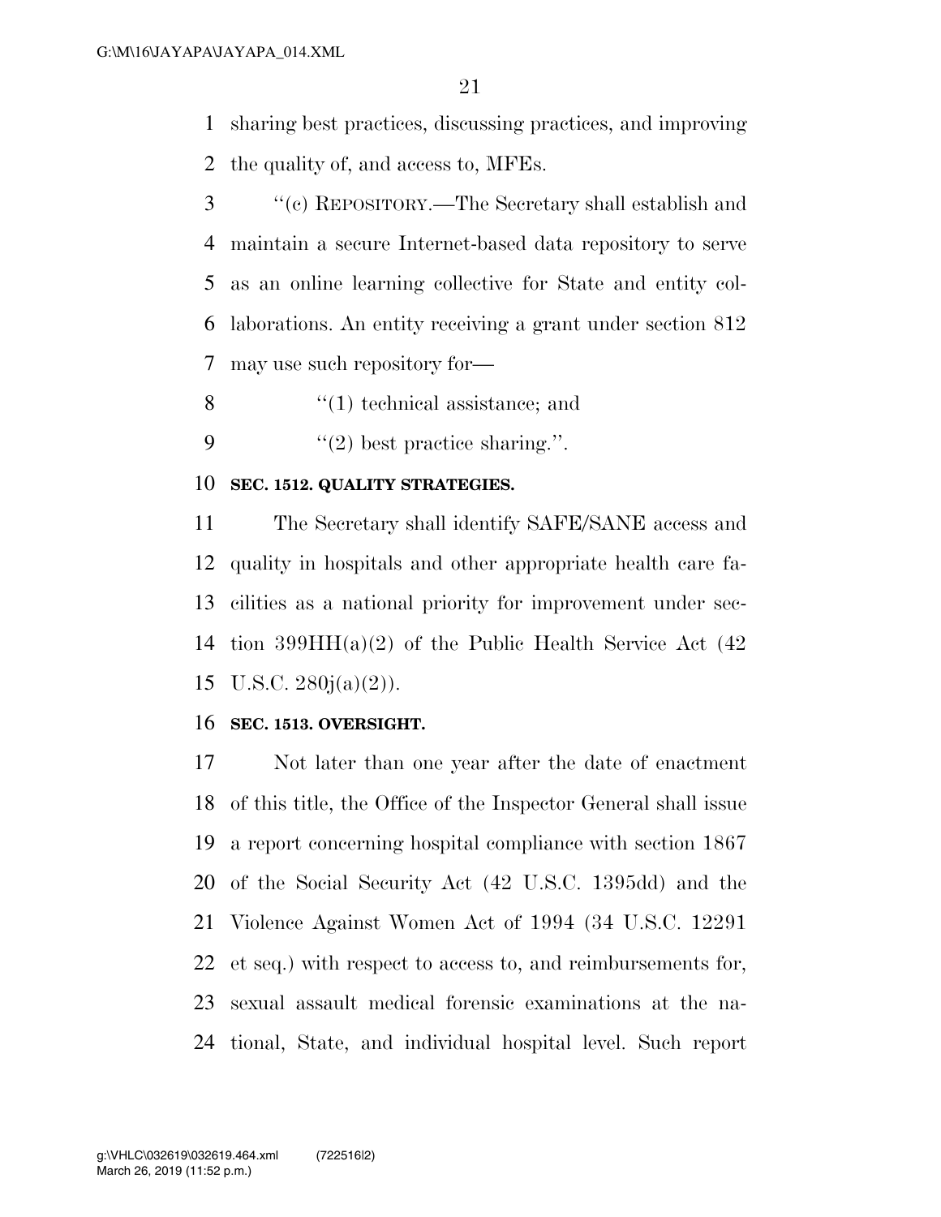sharing best practices, discussing practices, and improving the quality of, and access to, MFEs.

"(c) REPOSITORY.—The Secretary shall establish and maintain a secure Internet-based data repository to serve as an online learning collective for State and entity collaborations. An entity receiving a grant under section 812 may use such repository for—

"(1) technical assistance; and

"(2) best practice sharing.".

**SEC. 1512. QUALITY STRATEGIES.**

The Secretary shall identify SAFE/SANE access and quality in hospitals and other appropriate health care facilities as a national priority for improvement under section 399HH(a)(2) of the Public Health Service Act (42 U.S.C. 280j(a)(2)).

**SEC. 1513. OVERSIGHT.**

Not later than one year after the date of enactment of this title, the Office of the Inspector General shall issue a report concerning hospital compliance with section 1867 of the Social Security Act (42 U.S.C. 1395dd) and the Violence Against Women Act of 1994 (34 U.S.C. 12291 et seq.) with respect to access to, and reimbursements for, sexual assault medical forensic examinations at the national, State, and individual hospital level. Such report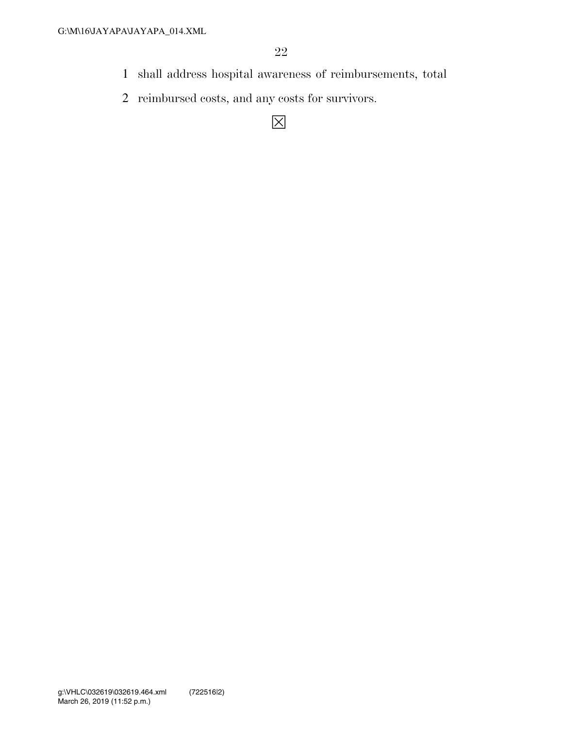shall address hospital awareness of reimbursements, total reimbursed costs, and any costs for survivors.

☒